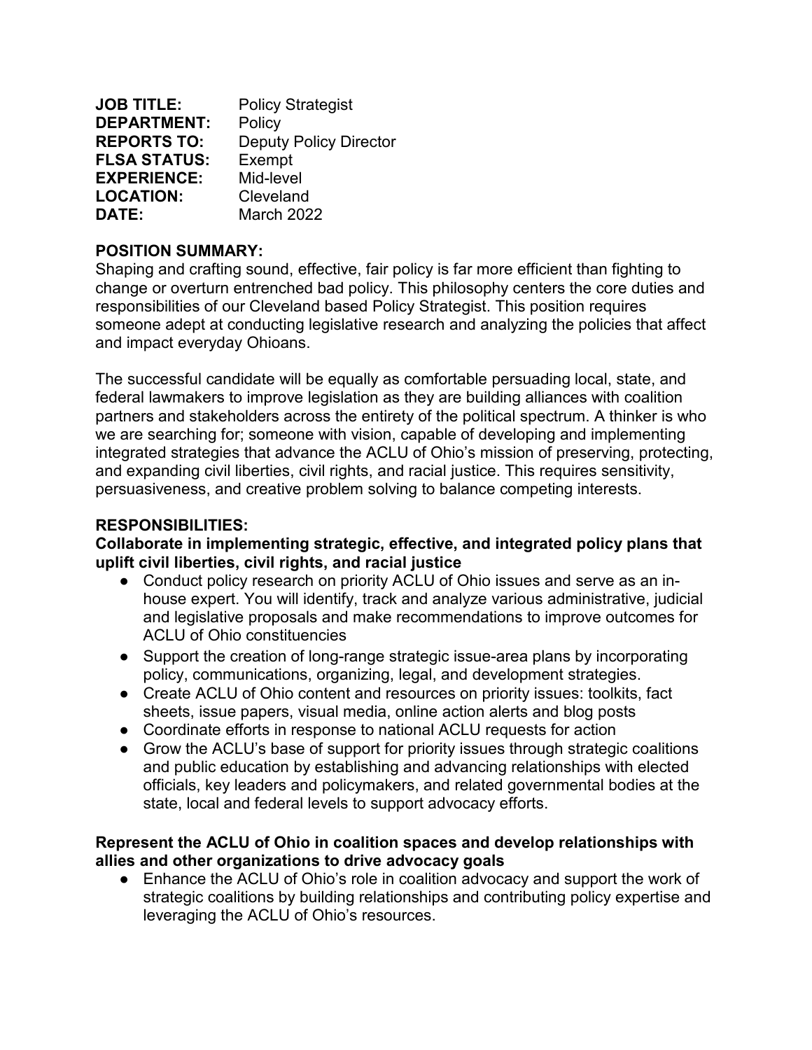**JOB TITLE:** Policy Strategist
**DEPARTMENT:** Policy
**REPORTS TO:** Deputy Policy Director
**FLSA STATUS:** Exempt
**EXPERIENCE:** Mid-level
**LOCATION:** Cleveland
**DATE:** March 2022

**POSITION SUMMARY:**
Shaping and crafting sound, effective, fair policy is far more efficient than fighting to change or overturn entrenched bad policy. This philosophy centers the core duties and responsibilities of our Cleveland based Policy Strategist. This position requires someone adept at conducting legislative research and analyzing the policies that affect and impact everyday Ohioans.

The successful candidate will be equally as comfortable persuading local, state, and federal lawmakers to improve legislation as they are building alliances with coalition partners and stakeholders across the entirety of the political spectrum. A thinker is who we are searching for; someone with vision, capable of developing and implementing integrated strategies that advance the ACLU of Ohio's mission of preserving, protecting, and expanding civil liberties, civil rights, and racial justice. This requires sensitivity, persuasiveness, and creative problem solving to balance competing interests.

**RESPONSIBILITIES:**

**Collaborate in implementing strategic, effective, and integrated policy plans that uplift civil liberties, civil rights, and racial justice**

- Conduct policy research on priority ACLU of Ohio issues and serve as an in-house expert. You will identify, track and analyze various administrative, judicial and legislative proposals and make recommendations to improve outcomes for ACLU of Ohio constituencies
- Support the creation of long-range strategic issue-area plans by incorporating policy, communications, organizing, legal, and development strategies.
- Create ACLU of Ohio content and resources on priority issues: toolkits, fact sheets, issue papers, visual media, online action alerts and blog posts
- Coordinate efforts in response to national ACLU requests for action
- Grow the ACLU's base of support for priority issues through strategic coalitions and public education by establishing and advancing relationships with elected officials, key leaders and policymakers, and related governmental bodies at the state, local and federal levels to support advocacy efforts.

**Represent the ACLU of Ohio in coalition spaces and develop relationships with allies and other organizations to drive advocacy goals**

- Enhance the ACLU of Ohio's role in coalition advocacy and support the work of strategic coalitions by building relationships and contributing policy expertise and leveraging the ACLU of Ohio's resources.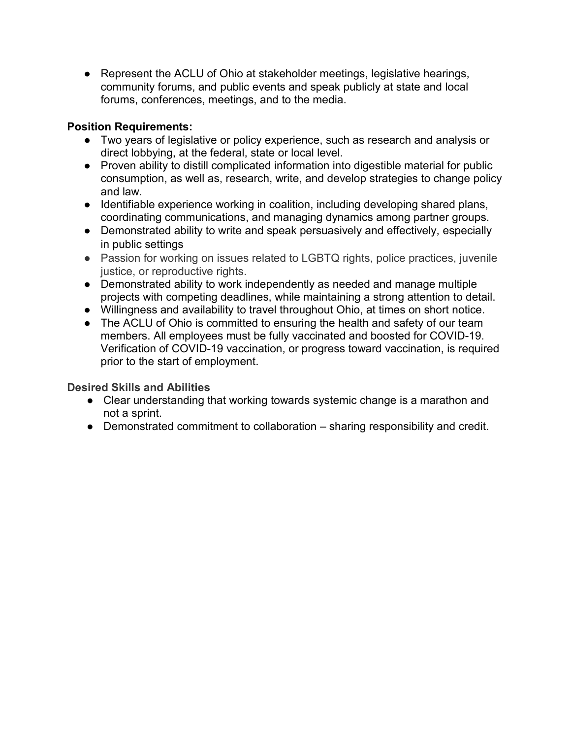- Represent the ACLU of Ohio at stakeholder meetings, legislative hearings, community forums, and public events and speak publicly at state and local forums, conferences, meetings, and to the media.

**Position Requirements:**

- Two years of legislative or policy experience, such as research and analysis or direct lobbying, at the federal, state or local level.
- Proven ability to distill complicated information into digestible material for public consumption, as well as, research, write, and develop strategies to change policy and law.
- Identifiable experience working in coalition, including developing shared plans, coordinating communications, and managing dynamics among partner groups.
- Demonstrated ability to write and speak persuasively and effectively, especially in public settings
- Passion for working on issues related to LGBTQ rights, police practices, juvenile justice, or reproductive rights.
- Demonstrated ability to work independently as needed and manage multiple projects with competing deadlines, while maintaining a strong attention to detail.
- Willingness and availability to travel throughout Ohio, at times on short notice.
- The ACLU of Ohio is committed to ensuring the health and safety of our team members. All employees must be fully vaccinated and boosted for COVID-19. Verification of COVID-19 vaccination, or progress toward vaccination, is required prior to the start of employment.

**Desired Skills and Abilities**

- Clear understanding that working towards systemic change is a marathon and not a sprint.
- Demonstrated commitment to collaboration – sharing responsibility and credit.